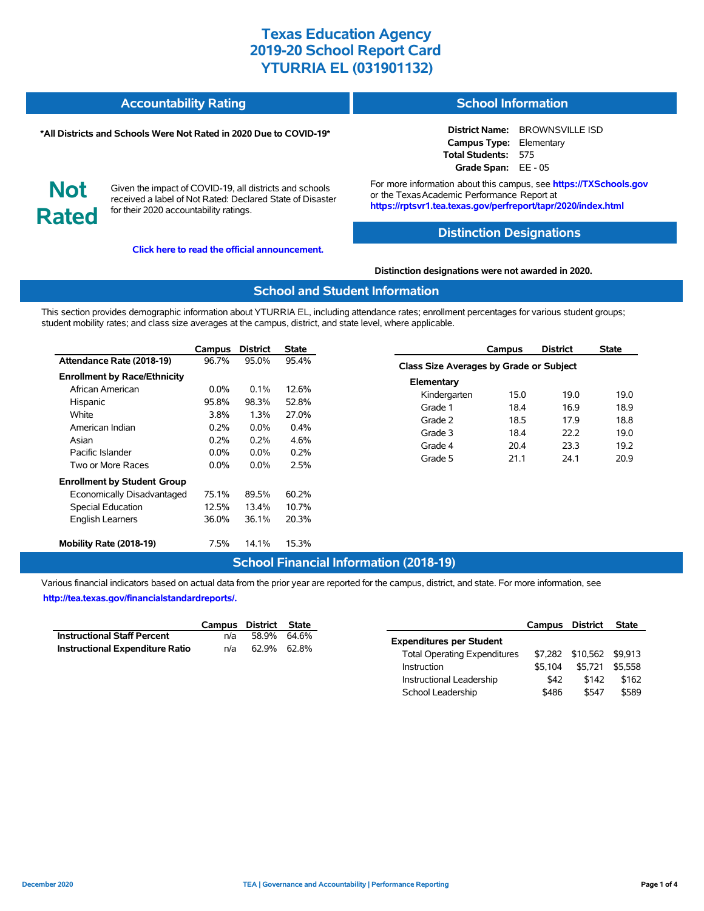# Texas Education Agency
# 2019-20 School Report Card
# YTURRIA EL (031901132)

## Accountability Rating

**\*All Districts and Schools Were Not Rated in 2020 Due to COVID-19\***

**Not Rated**

Given the impact of COVID-19, all districts and schools received a label of Not Rated: Declared State of Disaster for their 2020 accountability ratings.

**Click here to read the official announcement.**

## School Information

**District Name:** BROWNSVILLE ISD
**Campus Type:** Elementary
**Total Students:** 575
**Grade Span:** EE - 05

For more information about this campus, see **https://TXSchools.gov** or the Texas Academic Performance Report at **https://rptsvr1.tea.texas.gov/perfreport/tapr/2020/index.html**

## Distinction Designations

**Distinction designations were not awarded in 2020.**

## School and Student Information

This section provides demographic information about YTURRIA EL, including attendance rates; enrollment percentages for various student groups; student mobility rates; and class size averages at the campus, district, and state level, where applicable.

| | Campus | District | State |
|---|---|---|---|
| **Attendance Rate (2018-19)** | 96.7% | 95.0% | 95.4% |
| **Enrollment by Race/Ethnicity** | | | |
| African American | 0.0% | 0.1% | 12.6% |
| Hispanic | 95.8% | 98.3% | 52.8% |
| White | 3.8% | 1.3% | 27.0% |
| American Indian | 0.2% | 0.0% | 0.4% |
| Asian | 0.2% | 0.2% | 4.6% |
| Pacific Islander | 0.0% | 0.0% | 0.2% |
| Two or More Races | 0.0% | 0.0% | 2.5% |
| **Enrollment by Student Group** | | | |
| Economically Disadvantaged | 75.1% | 89.5% | 60.2% |
| Special Education | 12.5% | 13.4% | 10.7% |
| English Learners | 36.0% | 36.1% | 20.3% |
| **Mobility Rate (2018-19)** | 7.5% | 14.1% | 15.3% |

| | Campus | District | State |
|---|---|---|---|
| **Class Size Averages by Grade or Subject** | | | |
| **Elementary** | | | |
| Kindergarten | 15.0 | 19.0 | 19.0 |
| Grade 1 | 18.4 | 16.9 | 18.9 |
| Grade 2 | 18.5 | 17.9 | 18.8 |
| Grade 3 | 18.4 | 22.2 | 19.0 |
| Grade 4 | 20.4 | 23.3 | 19.2 |
| Grade 5 | 21.1 | 24.1 | 20.9 |

## School Financial Information (2018-19)

Various financial indicators based on actual data from the prior year are reported for the campus, district, and state. For more information, see **http://tea.texas.gov/financialstandardreports/.**

| | Campus | District | State |
|---|---|---|---|
| **Instructional Staff Percent** | n/a | 58.9% | 64.6% |
| **Instructional Expenditure Ratio** | n/a | 62.9% | 62.8% |

| | Campus | District | State |
|---|---|---|---|
| **Expenditures per Student** | | | |
| Total Operating Expenditures | $7,282 | $10,562 | $9,913 |
| Instruction | $5,104 | $5,721 | $5,558 |
| Instructional Leadership | $42 | $142 | $162 |
| School Leadership | $486 | $547 | $589 |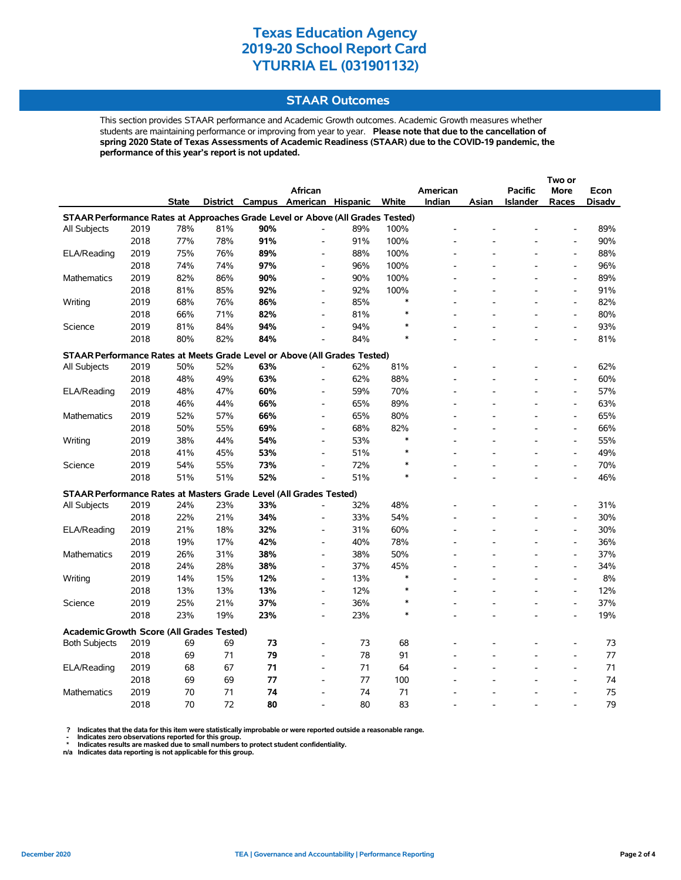# Texas Education Agency
# 2019-20 School Report Card
# YTURRIA EL (031901132)

## STAAR Outcomes

This section provides STAAR performance and Academic Growth outcomes. Academic Growth measures whether students are maintaining performance or improving from year to year. **Please note that due to the cancellation of spring 2020 State of Texas Assessments of Academic Readiness (STAAR) due to the COVID-19 pandemic, the performance of this year's report is not updated.**

| | | State | District | Campus | African American | Hispanic | White | American Indian | Asian | Pacific Islander | Two or More Races | Econ Disadv |
|---|---|---|---|---|---|---|---|---|---|---|---|---|
| **STAAR Performance Rates at Approaches Grade Level or Above (All Grades Tested)** | | | | | | | | | | | | |
| All Subjects | 2019 | 78% | 81% | **90%** | - | 89% | 100% | - | - | - | - | 89% |
| | 2018 | 77% | 78% | **91%** | - | 91% | 100% | - | - | - | - | 90% |
| ELA/Reading | 2019 | 75% | 76% | **89%** | - | 88% | 100% | - | - | - | - | 88% |
| | 2018 | 74% | 74% | **97%** | - | 96% | 100% | - | - | - | - | 96% |
| Mathematics | 2019 | 82% | 86% | **90%** | - | 90% | 100% | - | - | - | - | 89% |
| | 2018 | 81% | 85% | **92%** | - | 92% | 100% | - | - | - | - | 91% |
| Writing | 2019 | 68% | 76% | **86%** | - | 85% | * | - | - | - | - | 82% |
| | 2018 | 66% | 71% | **82%** | - | 81% | * | - | - | - | - | 80% |
| Science | 2019 | 81% | 84% | **94%** | - | 94% | * | - | - | - | - | 93% |
| | 2018 | 80% | 82% | **84%** | - | 84% | * | - | - | - | - | 81% |
| **STAAR Performance Rates at Meets Grade Level or Above (All Grades Tested)** | | | | | | | | | | | | |
| All Subjects | 2019 | 50% | 52% | **63%** | - | 62% | 81% | - | - | - | - | 62% |
| | 2018 | 48% | 49% | **63%** | - | 62% | 88% | - | - | - | - | 60% |
| ELA/Reading | 2019 | 48% | 47% | **60%** | - | 59% | 70% | - | - | - | - | 57% |
| | 2018 | 46% | 44% | **66%** | - | 65% | 89% | - | - | - | - | 63% |
| Mathematics | 2019 | 52% | 57% | **66%** | - | 65% | 80% | - | - | - | - | 65% |
| | 2018 | 50% | 55% | **69%** | - | 68% | 82% | - | - | - | - | 66% |
| Writing | 2019 | 38% | 44% | **54%** | - | 53% | * | - | - | - | - | 55% |
| | 2018 | 41% | 45% | **53%** | - | 51% | * | - | - | - | - | 49% |
| Science | 2019 | 54% | 55% | **73%** | - | 72% | * | - | - | - | - | 70% |
| | 2018 | 51% | 51% | **52%** | - | 51% | * | - | - | - | - | 46% |
| **STAAR Performance Rates at Masters Grade Level (All Grades Tested)** | | | | | | | | | | | | |
| All Subjects | 2019 | 24% | 23% | **33%** | - | 32% | 48% | - | - | - | - | 31% |
| | 2018 | 22% | 21% | **34%** | - | 33% | 54% | - | - | - | - | 30% |
| ELA/Reading | 2019 | 21% | 18% | **32%** | - | 31% | 60% | - | - | - | - | 30% |
| | 2018 | 19% | 17% | **42%** | - | 40% | 78% | - | - | - | - | 36% |
| Mathematics | 2019 | 26% | 31% | **38%** | - | 38% | 50% | - | - | - | - | 37% |
| | 2018 | 24% | 28% | **38%** | - | 37% | 45% | - | - | - | - | 34% |
| Writing | 2019 | 14% | 15% | **12%** | - | 13% | * | - | - | - | - | 8% |
| | 2018 | 13% | 13% | **13%** | - | 12% | * | - | - | - | - | 12% |
| Science | 2019 | 25% | 21% | **37%** | - | 36% | * | - | - | - | - | 37% |
| | 2018 | 23% | 19% | **23%** | - | 23% | * | - | - | - | - | 19% |
| **Academic Growth Score (All Grades Tested)** | | | | | | | | | | | | |
| Both Subjects | 2019 | 69 | 69 | **73** | - | 73 | 68 | - | - | - | - | 73 |
| | 2018 | 69 | 71 | **79** | - | 78 | 91 | - | - | - | - | 77 |
| ELA/Reading | 2019 | 68 | 67 | **71** | - | 71 | 64 | - | - | - | - | 71 |
| | 2018 | 69 | 69 | **77** | - | 77 | 100 | - | - | - | - | 74 |
| Mathematics | 2019 | 70 | 71 | **74** | - | 74 | 71 | - | - | - | - | 75 |
| | 2018 | 70 | 72 | **80** | - | 80 | 83 | - | - | - | - | 79 |

? Indicates that the data for this item were statistically improbable or were reported outside a reasonable range.
\- Indicates zero observations reported for this group.
\* Indicates results are masked due to small numbers to protect student confidentiality.
n/a Indicates data reporting is not applicable for this group.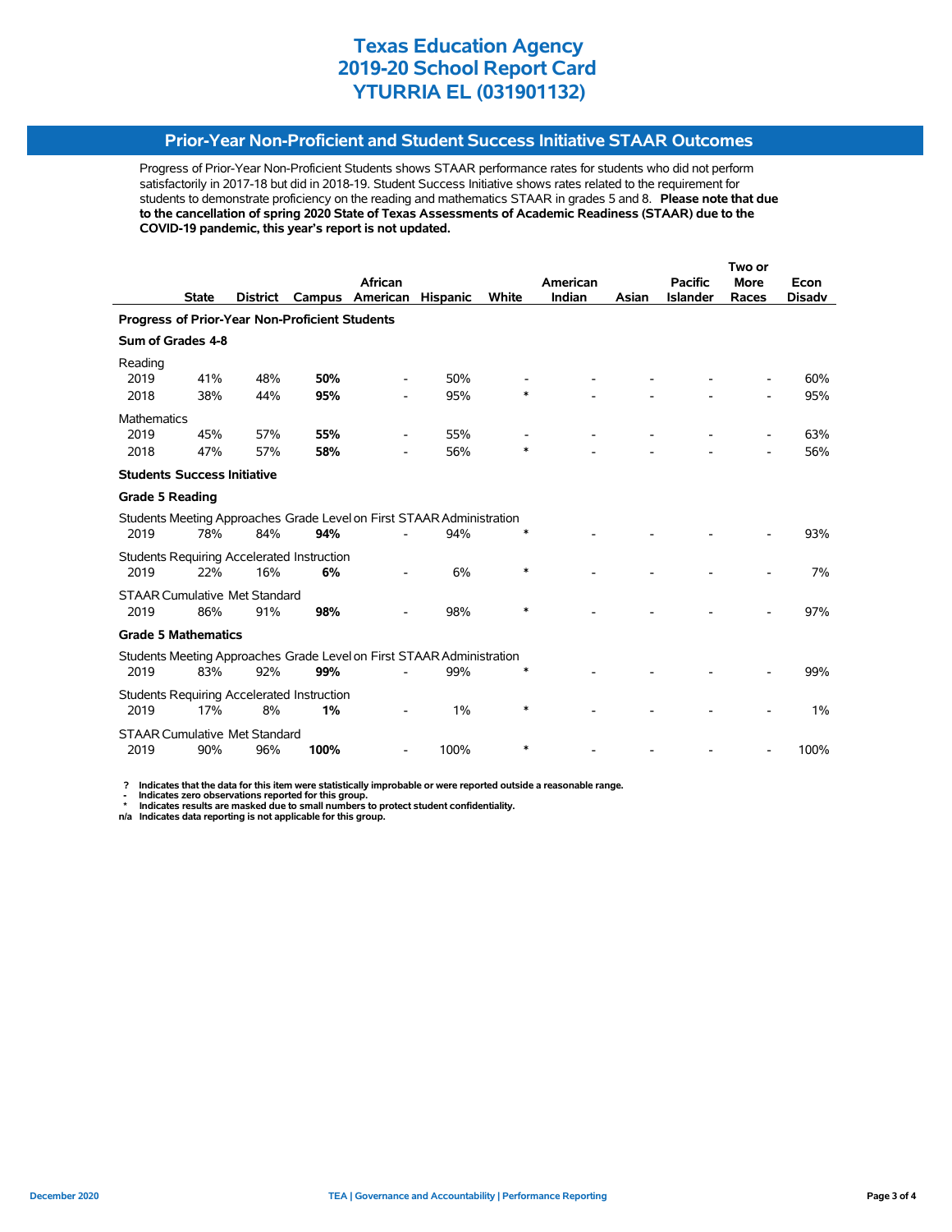# Texas Education Agency
# 2019-20 School Report Card
# YTURRIA EL (031901132)

## Prior-Year Non-Proficient and Student Success Initiative STAAR Outcomes

Progress of Prior-Year Non-Proficient Students shows STAAR performance rates for students who did not perform satisfactorily in 2017-18 but did in 2018-19. Student Success Initiative shows rates related to the requirement for students to demonstrate proficiency on the reading and mathematics STAAR in grades 5 and 8. **Please note that due to the cancellation of spring 2020 State of Texas Assessments of Academic Readiness (STAAR) due to the COVID-19 pandemic, this year's report is not updated.**

| | State | District | Campus | African American | Hispanic | White | American Indian | Asian | Pacific Islander | Two or More Races | Econ Disadv |
|---|---|---|---|---|---|---|---|---|---|---|---|
| **Progress of Prior-Year Non-Proficient Students** | | | | | | | | | | | |
| **Sum of Grades 4-8** | | | | | | | | | | | |
| Reading | | | | | | | | | | | |
| 2019 | 41% | 48% | **50%** | - | 50% | - | - | - | - | - | 60% |
| 2018 | 38% | 44% | **95%** | - | 95% | * | - | - | - | - | 95% |
| Mathematics | | | | | | | | | | | |
| 2019 | 45% | 57% | **55%** | - | 55% | - | - | - | - | - | 63% |
| 2018 | 47% | 57% | **58%** | - | 56% | * | - | - | - | - | 56% |
| **Students Success Initiative** | | | | | | | | | | | |
| **Grade 5 Reading** | | | | | | | | | | | |
| Students Meeting Approaches Grade Level on First STAAR Administration | | | | | | | | | | | |
| 2019 | 78% | 84% | **94%** | - | 94% | * | - | - | - | - | 93% |
| Students Requiring Accelerated Instruction | | | | | | | | | | | |
| 2019 | 22% | 16% | **6%** | - | 6% | * | - | - | - | - | 7% |
| STAAR Cumulative Met Standard | | | | | | | | | | | |
| 2019 | 86% | 91% | **98%** | - | 98% | * | - | - | - | - | 97% |
| **Grade 5 Mathematics** | | | | | | | | | | | |
| Students Meeting Approaches Grade Level on First STAAR Administration | | | | | | | | | | | |
| 2019 | 83% | 92% | **99%** | - | 99% | * | - | - | - | - | 99% |
| Students Requiring Accelerated Instruction | | | | | | | | | | | |
| 2019 | 17% | 8% | **1%** | - | 1% | * | - | - | - | - | 1% |
| STAAR Cumulative Met Standard | | | | | | | | | | | |
| 2019 | 90% | 96% | **100%** | - | 100% | * | - | - | - | - | 100% |

**?** Indicates that the data for this item were statistically improbable or were reported outside a reasonable range.
**-** Indicates zero observations reported for this group.
**\*** Indicates results are masked due to small numbers to protect student confidentiality.
**n/a** Indicates data reporting is not applicable for this group.